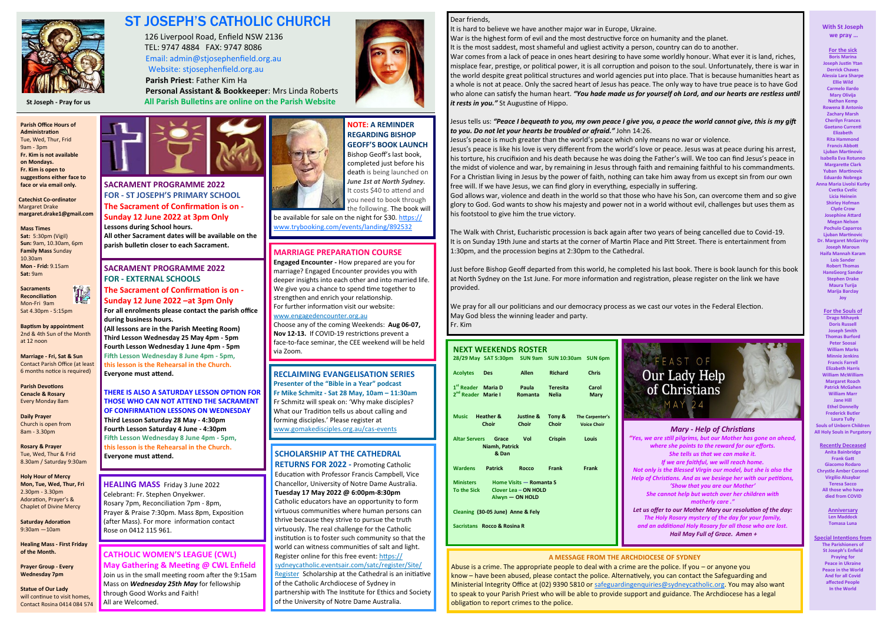# ST JOSEPH'S CATHOLIC CHURCH

126 Liverpool Road, Enfield NSW 2136
TEL: 9747 4884 FAX: 9747 8086
Email: admin@stjosephenfield.org.au
Website: stjosephenfield.org.au
**Parish Priest**: Father Kim Ha
**Personal Assistant & Bookkeeper**: Mrs Linda Roberts
**All Parish Bulletins are online on the Parish Website**

St Joseph - Pray for us

**Parish Office Hours of Administration**
Tue, Wed, Thur, Frid
9am - 3pm
**Fr. Kim is not available on Mondays.**
**Fr. Kim is open to suggestions either face to face or via email only.**

**Catechist Co-ordinator**
Margaret Drake
**margaret.drake1@gmail.com**

**Mass Times**
**Sat:** 5:30pm (Vigil)
**Sun:** 9am, 10.30am, 6pm
**Family Mass** Sunday 10.30am
**Mon - Frid:** 9.15am
**Sat:** 9am

**Sacraments**
**Reconciliation**
Mon-Fri 9am
Sat 4.30pm - 5:15pm

**Baptism by appointment**
2nd & 4th Sun of the Month at 12 noon

**Marriage - Fri, Sat & Sun**
Contact Parish Office (at least 6 months notice is required)

**Parish Devotions**
**Cenacle & Rosary**
Every Monday 8am

**Daily Prayer**
Church is open from 8am - 3.30pm

**Rosary & Prayer**
Tue, Wed, Thur & Frid
8.30am / Saturday 9:30am

**Holy Hour of Mercy**
**Mon, Tue, Wed, Thur, Fri**
2.30pm - 3.30pm
Adoration, Prayer's & Chaplet of Divine Mercy

**Saturday Adoration**
9:30am —10am

**Healing Mass - First Friday of the Month.**

**Prayer Group - Every Wednesday 7pm**

**Statue of Our Lady**
will continue to visit homes, Contact Rosina 0414 084 574

## SACRAMENT PROGRAMME 2022
### FOR - ST JOSEPH'S PRIMARY SCHOOL

**The Sacrament of Confirmation is on - Sunday 12 June 2022 at 3pm Only**
**Lessons during School hours.**
**All other Sacrament dates will be available on the parish bulletin closer to each Sacrament.**

## SACRAMENT PROGRAMME 2022
### FOR - EXTERNAL SCHOOLS

**The Sacrament of Confirmation is on - Sunday 12 June 2022 –at 3pm Only**
**For all enrolments please contact the parish office during business hours.**
**(All lessons are in the Parish Meeting Room)**
**Third Lesson Wednesday 25 May 4pm - 5pm**
**Fourth Lesson Wednesday 1 June 4pm - 5pm**
**Fifth Lesson Wednesday 8 June 4pm - 5pm, this lesson is the Rehearsal in the Church.**
**Everyone must attend.**

**THERE IS ALSO A SATURDAY LESSON OPTION FOR THOSE WHO CAN NOT ATTEND THE SACRAMENT OF CONFIRMATION LESSONS ON WEDNESDAY**
**Third Lesson Saturday 28 May - 4:30pm**
**Fourth Lesson Saturday 4 June - 4:30pm**
**Fifth Lesson Wednesday 8 June 4pm - 5pm, this lesson is the Rehearsal in the Church.**
**Everyone must attend.**

## HEALING MASS
Friday 3 June 2022
Celebrant: Fr. Stephen Onyekwer.
Rosary 7pm, Reconciliation 7pm - 8pm,
Prayer & Praise 7:30pm. Mass 8pm, Exposition (after Mass). For more information contact Rose on 0412 115 961.

## CATHOLIC WOMEN'S LEAGUE (CWL)
### May Gathering & Meeting @ CWL Enfield

Join us in the small meeting room after the 9:15am Mass on ***Wednesday 25th May*** for fellowship through Good Works and Faith!
All are Welcomed.

## NOTE: A REMINDER REGARDING BISHOP GEOFF'S BOOK LAUNCH

Bishop Geoff's last book, completed just before his death is being launched on ***June 1st at North Sydney.*** It costs $40 to attend and you need to book through the following. The book will be available for sale on the night for $30. https://www.trybooking.com/events/landing/892532

## MARRIAGE PREPARATION COURSE

**Engaged Encounter -** How prepared are you for marriage? Engaged Encounter provides you with deeper insights into each other and into married life. We give you a chance to spend time together to strengthen and enrich your relationship.
For further information visit our website:
www.engagedencounter.org.au
Choose any of the coming Weekends: **Aug 06-07, Nov 12-13.** If COVID-19 restrictions prevent a face-to-face seminar, the CEE weekend will be held via Zoom.

## RECLAIMING EVANGELISATION SERIES

**Presenter of the "Bible in a Year" podcast**
**Fr Mike Schmitz - Sat 28 May, 10am – 11:30am**
Fr Schmitz will speak on: 'Why make disciples? What our Tradition tells us about calling and forming disciples.' Please register at
www.gomakedisciples.org.au/cas-events

## SCHOLARSHIP AT THE CATHEDRAL RETURNS FOR 2022 -

Promoting Catholic Education with Professor Francis Campbell, Vice Chancellor, University of Notre Dame Australia.
**Tuesday 17 May 2022 @ 6:00pm-8:30pm**
Catholic educators have an opportunity to form virtuous communities where human persons can thrive because they strive to pursue the truth virtuously. The real challenge for the Catholic institution is to foster such community so that the world can witness communities of salt and light. Register online for this free event: https://sydneycatholic.eventsair.com/satc/register/Site/Register Scholarship at the Cathedral is an initiative of the Catholic Archdiocese of Sydney in partnership with The Institute for Ethics and Society of the University of Notre Dame Australia.

Dear friends,
It is hard to believe we have another major war in Europe, Ukraine.
War is the highest form of evil and the most destructive force on humanity and the planet.
It is the most saddest, most shameful and ugliest activity a person, country can do to another.
War comes from a lack of peace in ones heart desiring to have some worldly honour. What ever it is land, riches, misplace fear, prestige, or political power, it is all corruption and poison to the soul. Unfortunately, there is war in the world despite great political structures and world agencies put into place. That is because humanities heart as a whole is not at peace. Only the sacred heart of Jesus has peace. The only way to have true peace is to have God who alone can satisfy the human heart. ***"You had made us for yourself oh Lord, and our hearts are restless until it rests in you."*** St Augustine of Hippo.

Jesus tells us: ***"Peace I bequeath to you, my own peace I give you, a peace the world cannot give, this is my gift to you. Do not let your hearts be troubled or afraid."*** John 14:26.
Jesus's peace is much greater than the world's peace which only means no war or violence.
Jesus's peace is like his love is very different from the world's love or peace. Jesus was at peace during his arrest, his torture, his crucifixion and his death because he was doing the Father's will. We too can find Jesus's peace in the midst of violence and war, by remaining in Jesus through faith and remaining faithful to his commandments. For a Christian living in Jesus by the power of faith, nothing can take him away from us except sin from our own free will. If we have Jesus, we can find glory in everything, especially in suffering.
God allows war, violence and death in the world so that those who have his Son, can overcome them and so give glory to God. God wants to show his majesty and power not in a world without evil, challenges but uses them as his footstool to give him the true victory.

The Walk with Christ, Eucharistic procession is back again after two years of being cancelled due to Covid-19. It is on Sunday 19th June and starts at the corner of Martin Place and Pitt Street. There is entertainment from 1:30pm, and the procession begins at 2:30pm to the Cathedral.

Just before Bishop Geoff departed from this world, he completed his last book. There is book launch for this book at North Sydney on the 1st June. For more information and registration, please register on the link we have provided.

We pray for all our politicians and our democracy process as we cast our votes in the Federal Election.
May God bless the winning leader and party.
Fr. Kim

## NEXT WEEKENDS ROSTER

| 28/29 May | SAT 5:30pm | SUN 9am | SUN 10:30am | SUN 6pm |
|---|---|---|---|---|
| Acolytes | Des | Allen | Richard | Chris |
| 1st Reader / 2nd Reader | Maria D / Marie I | Paula / Romanta | Teresita / Nelia | Carol / Mary |
| Music | Heather & Choir | Justine & Choir | Tony & Choir | The Carpenter's Voice Choir |
| Altar Servers | Grace / Niamh, Patrick & Dan | Vol | Crispin | Louis |
| Wardens | Patrick | Rocco | Frank | Frank |

**Ministers To the Sick**: Home Visits — Romanta S; Clover Lea — ON HOLD; Alwyn — ON HOLD

**Cleaning (30-05 June)** Anne & Fely

**Sacristans** Rocco & Rosina R

FEAST OF Our Lady Help of Christians MAY 24

### Mary - Help of Christians

*"Yes, we are still pilgrims, but our Mother has gone on ahead, where she points to the reward for our efforts.*
*She tells us that we can make it.*
*If we are faithful, we will reach home.*
*Not only is the Blessed Virgin our model, but she is also the Help of Christians. And as we besiege her with our petitions, 'Show that you are our Mother'*
*She cannot help but watch over her children with motherly care ."*
*Let us offer to our Mother Mary our resolution of the day:*
*The Holy Rosary mystery of the day for your family, and an additional Holy Rosary for all those who are lost.*
*Hail May Full of Grace. Amen +*

### A MESSAGE FROM THE ARCHDIOCESE OF SYDNEY

Abuse is a crime. The appropriate people to deal with a crime are the police. If you – or anyone you know – have been abused, please contact the police. Alternatively, you can contact the Safeguarding and Ministerial Integrity Office at (02) 9390 5810 or safeguardingenquiries@sydneycatholic.org. You may also want to speak to your Parish Priest who will be able to provide support and guidance. The Archdiocese has a legal obligation to report crimes to the police.

**With St Joseph we pray …**

**For the sick**
Boris Marina, Joseph Justin Ytan, Derrick Chaves, Alessia Lara Sharpe, Ellie Wild, Carmelo Ilardo, Mary Olivija, Nathan Kemp, Rowena B Antonio, Zachary Marsh, Cherilyn Frances, Gaetano Curcenti, Elizabeth, Rita Hammond, Francis Abbott, Ljuban Martinovic, Isabella Eva Rotunno, Margarete Clark, Yuban Martinovic, Eduardo Nobrega, Anna Maria Livolsi Kurby, Cvetka Cvelic, Licia Heinein, Shirley Hofman, Clyde Crow, Josephine Attard, Megan Nelson, Pochulo Caparros, Ljuban Martinovic, Dr. Margaret McGarrity, Joseph Maroun, Haifa Mannah Karam, Lois Sander, Robert Thomas, HansGeorg Sander, Stephen Drake, Maura Turija, Marija Barclay, Joy

**For the Souls of**
Drago Mihayek, Doris Russell, Joseph Smith, Thomas Burford, Peter Soosai, William Marks, Minnie Jenkins, Francis Farrell, Elizabeth Harris, William McWilliam, Margaret Roach, Patrick McGahen, William Marr, Jane Hill, Ethel Donnelly, Frederick Butler, Laura Tully, Souls of Unborn Children, All Holy Souls in Purgatory

**Recently Deceased**
Anita Bainbridge, Frank Gatt, Giacomo Rodaro, Chrystle Amber Coronel, Virgilio Alsaybar, Teresa Sacco, All those who have died from COVID

**Anniversary**
Len Maddock, Tomasa Luna

**Special Intentions from**
The Parishioners of St Joseph's Enfield Praying for Peace in Ukraine, Peace in the World, And for all Covid affected People In the World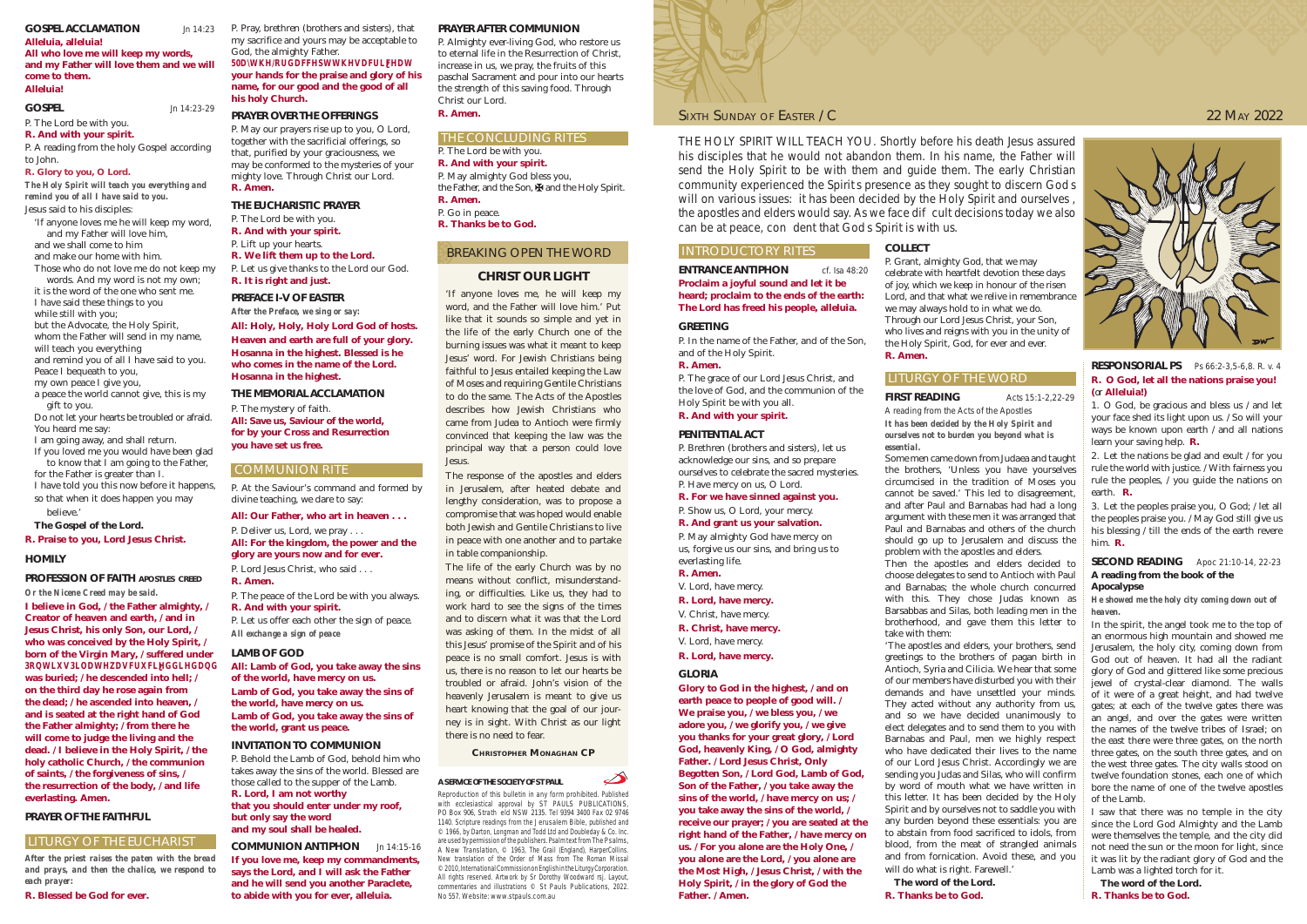## GOSPEL ACCLAMATION
Jn 14:23

**Alleluia, alleluia!**
**All who love me will keep my words, and my Father will love them and we will come to them.**
**Alleluia!**

## GOSPEL
Jn 14:23-29

P. The Lord be with you.
**R. And with your spirit.**
P. A reading from the holy Gospel according to John.
**R. Glory to you, O Lord.**

***The Holy Spirit will teach you everything and remind you of all I have said to you.***

Jesus said to his disciples:

'If anyone loves me he will keep my word, and my Father will love him,
and we shall come to him
and make our home with him.
Those who do not love me do not keep my words. And my word is not my own;
it is the word of the one who sent me.
I have said these things to you
while still with you;
but the Advocate, the Holy Spirit,
whom the Father will send in my name,
will teach you everything
and remind you of all I have said to you.
Peace I bequeath to you,
my own peace I give you,
a peace the world cannot give, this is my gift to you.
Do not let your hearts be troubled or afraid.
You heard me say:
I am going away, and shall return.
If you loved me you would have been glad to know that I am going to the Father,
for the Father is greater than I.
I have told you this now before it happens,
so that when it does happen you may believe.'

**The Gospel of the Lord.**
**R. Praise to you, Lord Jesus Christ.**

## HOMILY

## PROFESSION OF FAITH APOSTLES CREED

*Or the Nicene Creed may be said.*

**I believe in God, / the Father almighty, / Creator of heaven and earth, / and in Jesus Christ, his only Son, our Lord, / who was conceived by the Holy Spirit, / born of the Virgin Mary, / suffered under Pontius Pilate, / was crucified, died and was buried; / he descended into hell; / on the third day he rose again from the dead; / he ascended into heaven, / and is seated at the right hand of God the Father almighty; / from there he will come to judge the living and the dead. / I believe in the Holy Spirit, / the holy catholic Church, / the communion of saints, / the forgiveness of sins, / the resurrection of the body, / and life everlasting. Amen.**

## PRAYER OF THE FAITHFUL

## LITURGY OF THE EUCHARIST

*After the priest raises the paten with the bread and prays, and then the chalice, we respond to each prayer:*

**R. Blessed be God for ever.**

P. Pray, brethren (brothers and sisters), that my sacrifice and yours may be acceptable to God, the almighty Father.
**R. May the Lord accept the sacrifice at your hands for the praise and glory of his name, for our good and the good of all his holy Church.**

## PRAYER OVER THE OFFERINGS

P. May our prayers rise up to you, O Lord, together with the sacrificial offerings, so that, purified by your graciousness, we may be conformed to the mysteries of your mighty love. Through Christ our Lord.
**R. Amen.**

## THE EUCHARISTIC PRAYER

P. The Lord be with you.
**R. And with your spirit.**
P. Lift up your hearts.
**R. We lift them up to the Lord.**
P. Let us give thanks to the Lord our God.
**R. It is right and just.**

## PREFACE I-V OF EASTER

*After the Preface, we sing or say:*

**All: Holy, Holy, Holy Lord God of hosts. Heaven and earth are full of your glory. Hosanna in the highest. Blessed is he who comes in the name of the Lord. Hosanna in the highest.**

## THE MEMORIAL ACCLAMATION

P. The mystery of faith.
**All: Save us, Saviour of the world, for by your Cross and Resurrection you have set us free.**

## COMMUNION RITE

P. At the Saviour's command and formed by divine teaching, we dare to say:
**All: Our Father, who art in heaven . . .**
P. Deliver us, Lord, we pray . . .
**All: For the kingdom, the power and the glory are yours now and for ever.**
P. Lord Jesus Christ, who said . . .
**R. Amen.**
P. The peace of the Lord be with you always.
**R. And with your spirit.**
P. Let us offer each other the sign of peace.
*All exchange a sign of peace*

## LAMB OF GOD

**All: Lamb of God, you take away the sins of the world, have mercy on us.**
**Lamb of God, you take away the sins of the world, have mercy on us.**
**Lamb of God, you take away the sins of the world, grant us peace.**

## INVITATION TO COMMUNION

P. Behold the Lamb of God, behold him who takes away the sins of the world. Blessed are those called to the supper of the Lamb.
**R. Lord, I am not worthy that you should enter under my roof, but only say the word and my soul shall be healed.**

## COMMUNION ANTIPHON
Jn 14:15-16

**If you love me, keep my commandments, says the Lord, and I will ask the Father and he will send you another Paraclete, to abide with you for ever, alleluia.**

## PRAYER AFTER COMMUNION

P. Almighty ever-living God, who restore us to eternal life in the Resurrection of Christ, increase in us, we pray, the fruits of this paschal Sacrament and pour into our hearts the strength of this saving food. Through Christ our Lord.
**R. Amen.**

## THE CONCLUDING RITES

P. The Lord be with you.
**R. And with your spirit.**
P. May almighty God bless you, the Father, and the Son, ✠ and the Holy Spirit.
**R. Amen.**
P. Go in peace.
**R. Thanks be to God.**

## BREAKING OPEN THE WORD

### CHRIST OUR LIGHT

'If anyone loves me, he will keep my word, and the Father will love him.' Put like that it sounds so simple and yet in the life of the early Church one of the burning issues was what it meant to keep Jesus' word. For Jewish Christians being faithful to Jesus entailed keeping the Law of Moses and requiring Gentile Christians to do the same. The Acts of the Apostles describes how Jewish Christians who came from Judea to Antioch were firmly convinced that keeping the law was the principal way that a person could love Jesus.

The response of the apostles and elders in Jerusalem, after heated debate and lengthy consideration, was to propose a compromise that was hoped would enable both Jewish and Gentile Christians to live in peace with one another and to partake in table companionship.

The life of the early Church was by no means without conflict, misunderstanding, or difficulties. Like us, they had to work hard to see the signs of the times and to discern what it was that the Lord was asking of them. In the midst of all this Jesus' promise of the Spirit and of his peace is no small comfort. Jesus is with us, there is no reason to let our hearts be troubled or afraid. John's vision of the heavenly Jerusalem is meant to give us heart knowing that the goal of our journey is in sight. With Christ as our light there is no need to fear.

**Christopher Monaghan CP**

**A SERVICE OF THE SOCIETY OF ST PAUL**

Reproduction of this bulletin in any form prohibited. Published with ecclesiastical approval by ST PAULS PUBLICATIONS, PO Box 906, Strathfield NSW 2135. Tel 9394 3400 Fax 02 9746 1140. Scripture readings from the Jerusalem Bible, published and © 1966, by Darton, Longman and Todd Ltd and Doubleday & Co. Inc. are used by permission of the publishers. Psalm text from The Psalms, A New Translation, © 1963, The Grail (England), HarperCollins. New translation of the Order of Mass from The Roman Missal © 2010, International Commission on English in the Liturgy Corporation. All rights reserved. Artwork by Sr Dorothy Woodward rsj. Layout, commentaries and illustrations © St Pauls Publications, 2022. No 557. Website: www.stpauls.com.au

# SIXTH SUNDAY OF EASTER / C
22 MAY 2022

THE HOLY SPIRIT WILL TEACH YOU. Shortly before his death Jesus assured his disciples that he would not abandon them. In his name, the Father will send the Holy Spirit to be with them and guide them. The early Christian community experienced the Spirit's presence as they sought to discern God's will on various issues: 'it has been decided by the Holy Spirit and ourselves', the apostles and elders would say. As we face difficult decisions today we also can be at peace, confident that God's Spirit is with us.

## INTRODUCTORY RITES

## ENTRANCE ANTIPHON
cf. Isa 48:20

**Proclaim a joyful sound and let it be heard; proclaim to the ends of the earth: The Lord has freed his people, alleluia.**

## GREETING

P. In the name of the Father, and of the Son, and of the Holy Spirit.
**R. Amen.**
P. The grace of our Lord Jesus Christ, and the love of God, and the communion of the Holy Spirit be with you all.
**R. And with your spirit.**

## PENITENTIAL ACT

P. Brethren (brothers and sisters), let us acknowledge our sins, and so prepare ourselves to celebrate the sacred mysteries.
P. Have mercy on us, O Lord.
**R. For we have sinned against you.**
P. Show us, O Lord, your mercy.
**R. And grant us your salvation.**
P. May almighty God have mercy on us, forgive us our sins, and bring us to everlasting life.
**R. Amen.**
V. Lord, have mercy.
**R. Lord, have mercy.**
V. Christ, have mercy.
**R. Christ, have mercy.**
V. Lord, have mercy.
**R. Lord, have mercy.**

## GLORIA

**Glory to God in the highest, / and on earth peace to people of good will. / We praise you, / we bless you, / we adore you, / we glorify you, / we give you thanks for your great glory, / Lord God, heavenly King, / O God, almighty Father. / Lord Jesus Christ, Only Begotten Son, / Lord God, Lamb of God, Son of the Father, / you take away the sins of the world, / have mercy on us; / you take away the sins of the world, / receive our prayer; / you are seated at the right hand of the Father, / have mercy on us. / For you alone are the Holy One, / you alone are the Lord, / you alone are the Most High, / Jesus Christ, / with the Holy Spirit, / in the glory of God the Father. / Amen.**

## COLLECT

P. Grant, almighty God, that we may celebrate with heartfelt devotion these days of joy, which we keep in honour of the risen Lord, and that what we relive in remembrance we may always hold to in what we do. Through our Lord Jesus Christ, your Son, who lives and reigns with you in the unity of the Holy Spirit, God, for ever and ever.
**R. Amen.**

## LITURGY OF THE WORD

## FIRST READING
Acts 15:1-2,22-29

*A reading from the Acts of the Apostles*

***It has been decided by the Holy Spirit and ourselves not to burden you beyond what is essential.***

Some men came down from Judaea and taught the brothers, 'Unless you have yourselves circumcised in the tradition of Moses you cannot be saved.' This led to disagreement, and after Paul and Barnabas had had a long argument with these men it was arranged that Paul and Barnabas and others of the church should go up to Jerusalem and discuss the problem with the apostles and elders.

Then the apostles and elders decided to choose delegates to send to Antioch with Paul and Barnabas; the whole church concurred with this. They chose Judas known as Barsabbas and Silas, both leading men in the brotherhood, and gave them this letter to take with them:

'The apostles and elders, your brothers, send greetings to the brothers of pagan birth in Antioch, Syria and Cilicia. We hear that some of our members have disturbed you with their demands and have unsettled your minds. They acted without any authority from us, and so we have decided unanimously to elect delegates and to send them to you with Barnabas and Paul, men we highly respect who have dedicated their lives to the name of our Lord Jesus Christ. Accordingly we are sending you Judas and Silas, who will confirm by word of mouth what we have written in this letter. It has been decided by the Holy Spirit and by ourselves not to saddle you with any burden beyond these essentials: you are to abstain from food sacrificed to idols, from blood, from the meat of strangled animals and from fornication. Avoid these, and you will do what is right. Farewell.'

**The word of the Lord.**
**R. Thanks be to God.**

## RESPONSORIAL PS
Ps 66:2-3,5-6,8. R. v. 4

**R. O God, let all the nations praise you! (or Alleluia!)**

1. O God, be gracious and bless us / and let your face shed its light upon us. / So will your ways be known upon earth / and all nations learn your saving help. **R.**

2. Let the nations be glad and exult / for you rule the world with justice. / With fairness you rule the peoples, / you guide the nations on earth. **R.**

3. Let the peoples praise you, O God; / let all the peoples praise you. / May God still give us his blessing / till the ends of the earth revere him. **R.**

## SECOND READING
Apoc 21:10-14, 22-23

**A reading from the book of the Apocalypse**

***He showed me the holy city coming down out of heaven.***

In the spirit, the angel took me to the top of an enormous high mountain and showed me Jerusalem, the holy city, coming down from God out of heaven. It had all the radiant glory of God and glittered like some precious jewel of crystal-clear diamond. The walls of it were of a great height, and had twelve gates; at each of the twelve gates there was an angel, and over the gates were written the names of the twelve tribes of Israel; on the east there were three gates, on the north three gates, on the south three gates, and on the west three gates. The city walls stood on twelve foundation stones, each one of which bore the name of one of the twelve apostles of the Lamb.

I saw that there was no temple in the city since the Lord God Almighty and the Lamb were themselves the temple, and the city did not need the sun or the moon for light, since it was lit by the radiant glory of God and the Lamb was a lighted torch for it.

**The word of the Lord.**
**R. Thanks be to God.**